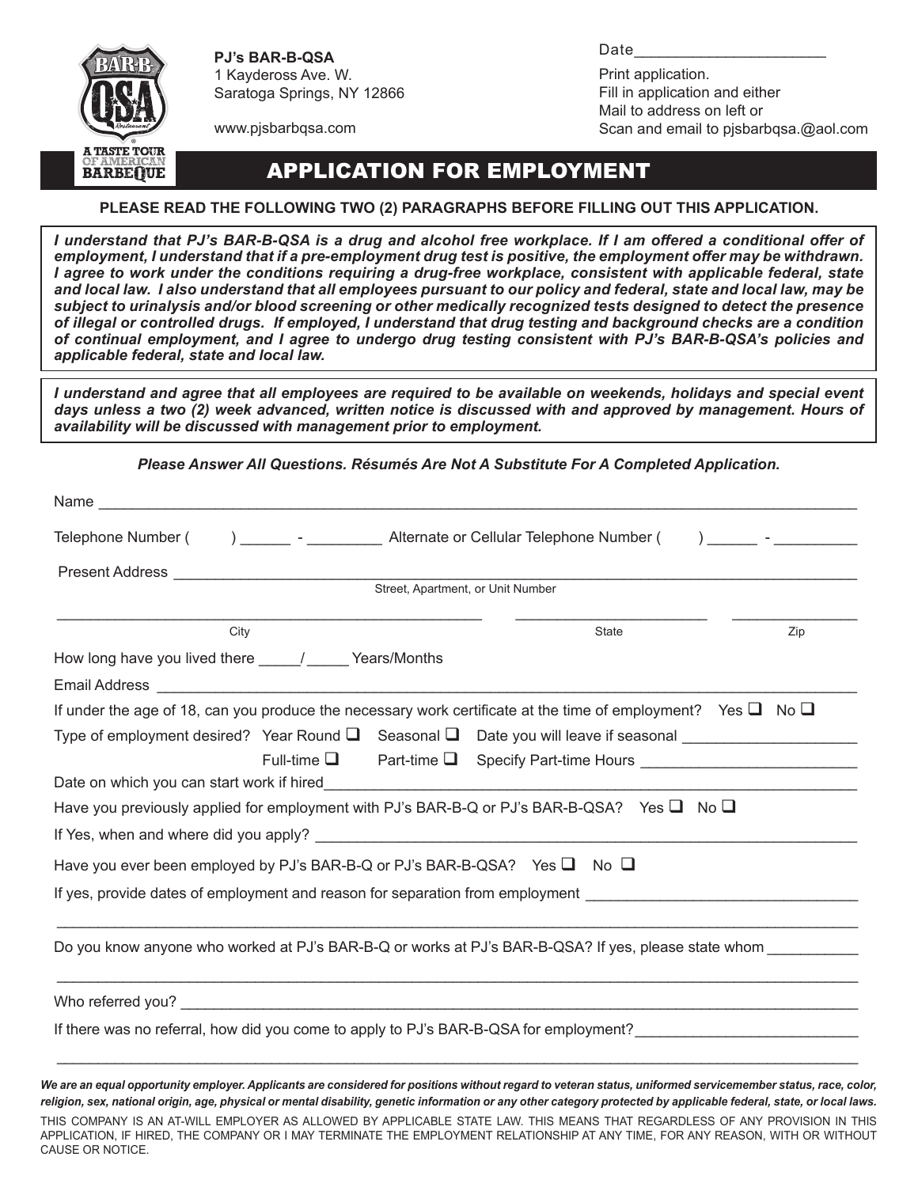**PJ's BAR-B-QSA**
1 Kaydeross Ave. W.
Saratoga Springs, NY 12866

www.pjsbarbqsa.com

Date______________________

Print application.
Fill in application and either
Mail to address on left or
Scan and email to pjsbarbqsa.@aol.com

# APPLICATION FOR EMPLOYMENT

**PLEASE READ THE FOLLOWING TWO (2) PARAGRAPHS BEFORE FILLING OUT THIS APPLICATION.**

***I understand that PJ's BAR-B-QSA is a drug and alcohol free workplace. If I am offered a conditional offer of employment, I understand that if a pre-employment drug test is positive, the employment offer may be withdrawn. I agree to work under the conditions requiring a drug-free workplace, consistent with applicable federal, state and local law. I also understand that all employees pursuant to our policy and federal, state and local law, may be subject to urinalysis and/or blood screening or other medically recognized tests designed to detect the presence of illegal or controlled drugs. If employed, I understand that drug testing and background checks are a condition of continual employment, and I agree to undergo drug testing consistent with PJ's BAR-B-QSA's policies and applicable federal, state and local law.***

***I understand and agree that all employees are required to be available on weekends, holidays and special event days unless a two (2) week advanced, written notice is discussed with and approved by management. Hours of availability will be discussed with management prior to employment.***

***Please Answer All Questions. Résumés Are Not A Substitute For A Completed Application.***

Name ______________________________________________________________________________

Telephone Number (      ) ______ - _________ Alternate or Cellular Telephone Number (      ) ______ - _________

Present Address ______________________________________________________________________
Street, Apartment, or Unit Number

___________________________________ ___________________ ______________
City State Zip

How long have you lived there _____/_____ Years/Months

Email Address _________________________________________________________________________

If under the age of 18, can you produce the necessary work certificate at the time of employment? Yes ☐ No ☐

Type of employment desired? Year Round ☐ Seasonal ☐ Date you will leave if seasonal ____________________

Full-time ☐ Part-time ☐ Specify Part-time Hours ________________________

Date on which you can start work if hired______________________________________________________

Have you previously applied for employment with PJ's BAR-B-Q or PJ's BAR-B-QSA? Yes ☐ No ☐

If Yes, when and where did you apply? ________________________________________________________

Have you ever been employed by PJ's BAR-B-Q or PJ's BAR-B-QSA? Yes ☐ No ☐

If yes, provide dates of employment and reason for separation from employment ______________________________

_____________________________________________________________________________________

Do you know anyone who worked at PJ's BAR-B-Q or works at PJ's BAR-B-QSA? If yes, please state whom __________

_____________________________________________________________________________________

Who referred you? _______________________________________________________________________

If there was no referral, how did you come to apply to PJ's BAR-B-QSA for employment?_____________________

_____________________________________________________________________________________

***We are an equal opportunity employer. Applicants are considered for positions without regard to veteran status, uniformed servicemember status, race, color, religion, sex, national origin, age, physical or mental disability, genetic information or any other category protected by applicable federal, state, or local laws.***

THIS COMPANY IS AN AT-WILL EMPLOYER AS ALLOWED BY APPLICABLE STATE LAW. THIS MEANS THAT REGARDLESS OF ANY PROVISION IN THIS APPLICATION, IF HIRED, THE COMPANY OR I MAY TERMINATE THE EMPLOYMENT RELATIONSHIP AT ANY TIME, FOR ANY REASON, WITH OR WITHOUT CAUSE OR NOTICE.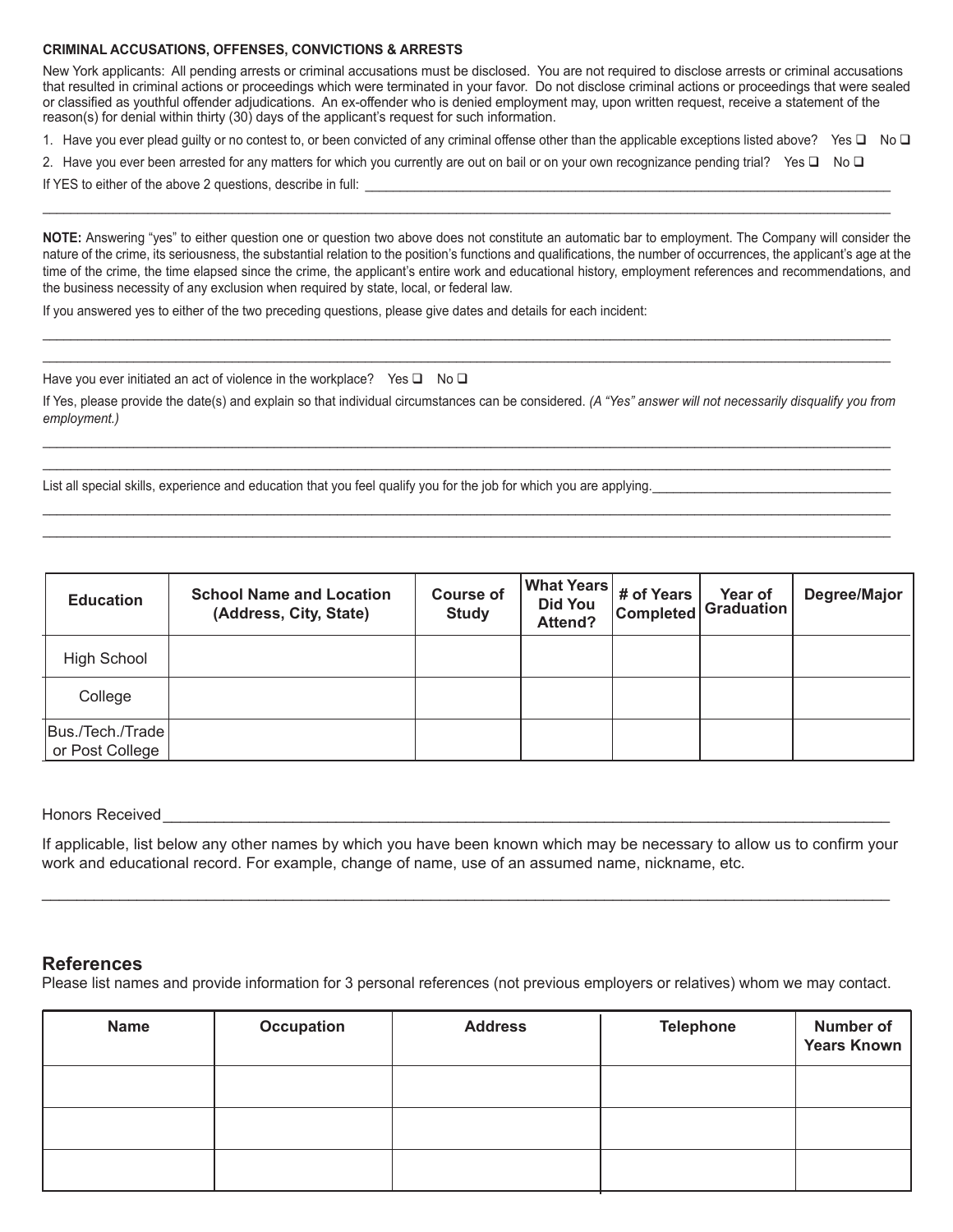**CRIMINAL ACCUSATIONS, OFFENSES, CONVICTIONS & ARRESTS**

New York applicants: All pending arrests or criminal accusations must be disclosed. You are not required to disclose arrests or criminal accusations that resulted in criminal actions or proceedings which were terminated in your favor. Do not disclose criminal actions or proceedings that were sealed or classified as youthful offender adjudications. An ex-offender who is denied employment may, upon written request, receive a statement of the reason(s) for denial within thirty (30) days of the applicant's request for such information.

1. Have you ever plead guilty or no contest to, or been convicted of any criminal offense other than the applicable exceptions listed above? Yes ☐ No ☐
2. Have you ever been arrested for any matters for which you currently are out on bail or on your own recognizance pending trial? Yes ☐ No ☐

If YES to either of the above 2 questions, describe in full: ______________________________________________

______________________________________________

**NOTE:** Answering "yes" to either question one or question two above does not constitute an automatic bar to employment. The Company will consider the nature of the crime, its seriousness, the substantial relation to the position's functions and qualifications, the number of occurrences, the applicant's age at the time of the crime, the time elapsed since the crime, the applicant's entire work and educational history, employment references and recommendations, and the business necessity of any exclusion when required by state, local, or federal law.

If you answered yes to either of the two preceding questions, please give dates and details for each incident:

______________________________________________

______________________________________________

Have you ever initiated an act of violence in the workplace? Yes ☐ No ☐

If Yes, please provide the date(s) and explain so that individual circumstances can be considered. *(A "Yes" answer will not necessarily disqualify you from employment.)*

______________________________________________

______________________________________________

List all special skills, experience and education that you feel qualify you for the job for which you are applying.______________________________

______________________________________________

______________________________________________

| Education | School Name and Location (Address, City, State) | Course of Study | What Years Did You Attend? | # of Years Completed | Year of Graduation | Degree/Major |
|---|---|---|---|---|---|---|
| High School | | | | | | |
| College | | | | | | |
| Bus./Tech./Trade or Post College | | | | | | |

Honors Received______________________________________________

If applicable, list below any other names by which you have been known which may be necessary to allow us to confirm your work and educational record. For example, change of name, use of an assumed name, nickname, etc.

______________________________________________

## References

Please list names and provide information for 3 personal references (not previous employers or relatives) whom we may contact.

| Name | Occupation | Address | Telephone | Number of Years Known |
|---|---|---|---|---|
| | | | | |
| | | | | |
| | | | | |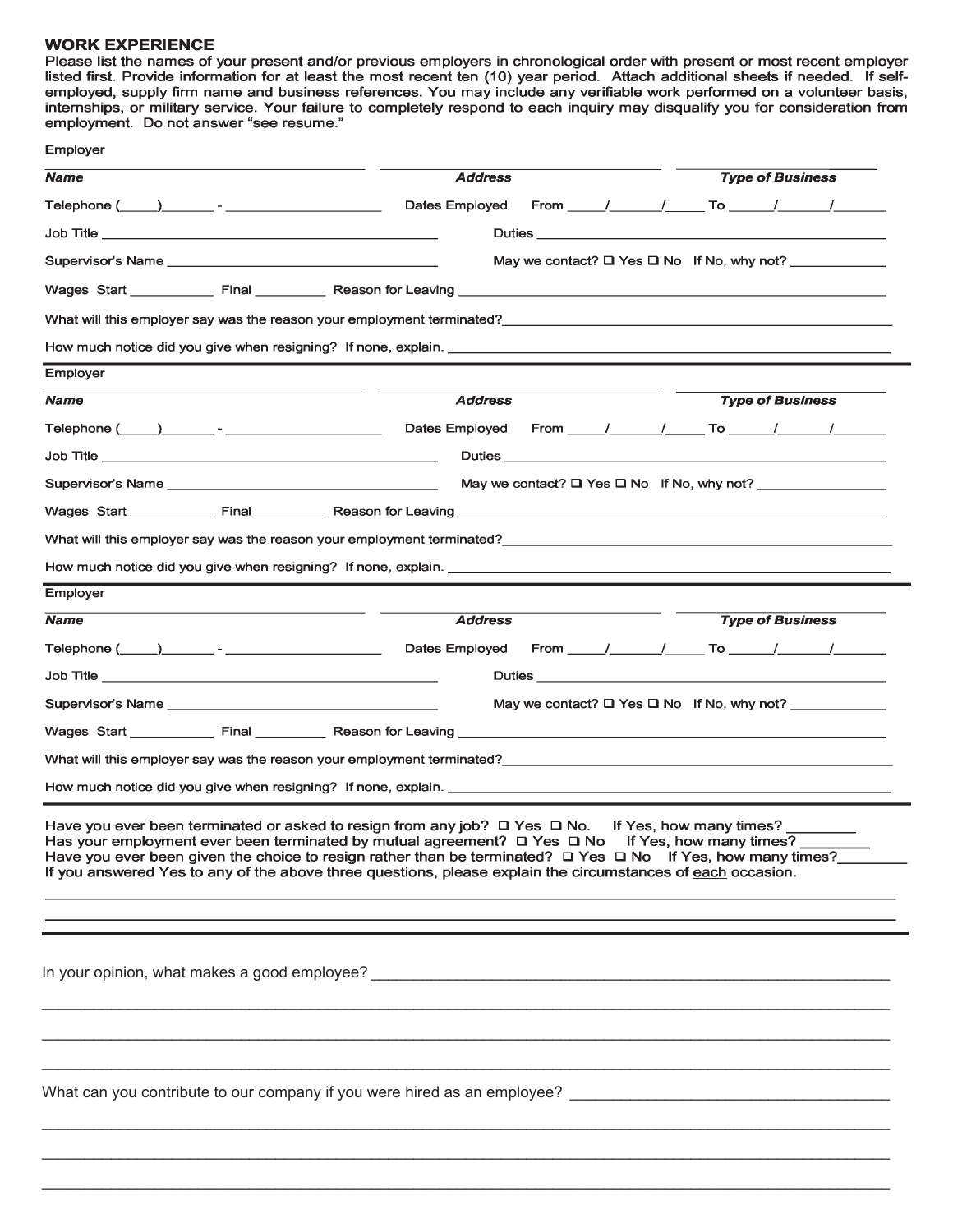## WORK EXPERIENCE

Please list the names of your present and/or previous employers in chronological order with present or most recent employer listed first. Provide information for at least the most recent ten (10) year period. Attach additional sheets if needed. If self-employed, supply firm name and business references. You may include any verifiable work performed on a volunteer basis, internships, or military service. Your failure to completely respond to each inquiry may disqualify you for consideration from employment. Do not answer "see resume."

Employer

_______________________________ _______________________________ _______________________________

***Name*** ***Address*** ***Type of Business***

Telephone (_____)_______ - ____________________ Dates Employed From _____/______/_____ To ______/_______/_______

Job Title ____________________________________________ Duties ____________________________________________

Supervisor's Name ____________________________________ May we contact? ☐ Yes ☐ No If No, why not? ____________

Wages Start ___________ Final _________ Reason for Leaving ______________________________________________________

What will this employer say was the reason your employment terminated?____________________________________________

How much notice did you give when resigning? If none, explain. ____________________________________________________

---

Employer

_______________________________ _______________________________ _______________________________

***Name*** ***Address*** ***Type of Business***

Telephone (_____)_______ - ____________________ Dates Employed From _____/______/_____ To ______/_______/_______

Job Title ____________________________________________ Duties ____________________________________________

Supervisor's Name ____________________________________ May we contact? ☐ Yes ☐ No If No, why not? ________________

Wages Start ___________ Final _________ Reason for Leaving ______________________________________________________

What will this employer say was the reason your employment terminated?____________________________________________

How much notice did you give when resigning? If none, explain. ____________________________________________________

---

Employer

_______________________________ _______________________________ _______________________________

***Name*** ***Address*** ***Type of Business***

Telephone (_____)_______ - ____________________ Dates Employed From _____/______/_____ To ______/_______/_______

Job Title ____________________________________________ Duties ____________________________________________

Supervisor's Name ____________________________________ May we contact? ☐ Yes ☐ No If No, why not? ____________

Wages Start ___________ Final _________ Reason for Leaving ______________________________________________________

What will this employer say was the reason your employment terminated?____________________________________________

How much notice did you give when resigning? If none, explain. ____________________________________________________

---

Have you ever been terminated or asked to resign from any job? ☐ Yes ☐ No. If Yes, how many times? ________
Has your employment ever been terminated by mutual agreement? ☐ Yes ☐ No If Yes, how many times? ________
Have you ever been given the choice to resign rather than be terminated? ☐ Yes ☐ No If Yes, how many times?________
**If you answered Yes to any of the above three questions, please explain the circumstances of <u>each</u> occasion.**

__________________________________________________________________________________________________________

__________________________________________________________________________________________________________

---

In your opinion, what makes a good employee? ______________________________________________________________

__________________________________________________________________________________________________________

__________________________________________________________________________________________________________

__________________________________________________________________________________________________________

What can you contribute to our company if you were hired as an employee? ________________________________________

__________________________________________________________________________________________________________

__________________________________________________________________________________________________________

__________________________________________________________________________________________________________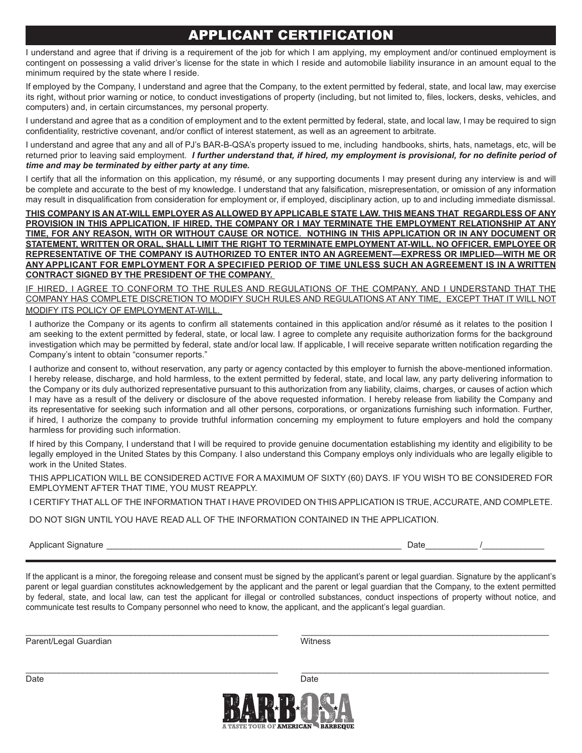# APPLICANT CERTIFICATION

I understand and agree that if driving is a requirement of the job for which I am applying, my employment and/or continued employment is contingent on possessing a valid driver's license for the state in which I reside and automobile liability insurance in an amount equal to the minimum required by the state where I reside.

If employed by the Company, I understand and agree that the Company, to the extent permitted by federal, state, and local law, may exercise its right, without prior warning or notice, to conduct investigations of property (including, but not limited to, files, lockers, desks, vehicles, and computers) and, in certain circumstances, my personal property.

I understand and agree that as a condition of employment and to the extent permitted by federal, state, and local law, I may be required to sign confidentiality, restrictive covenant, and/or conflict of interest statement, as well as an agreement to arbitrate.

I understand and agree that any and all of PJ's BAR-B-QSA's property issued to me, including handbooks, shirts, hats, nametags, etc, will be returned prior to leaving said employment. ***I further understand that, if hired, my employment is provisional, for no definite period of time and may be terminated by either party at any time.***

I certify that all the information on this application, my résumé, or any supporting documents I may present during any interview is and will be complete and accurate to the best of my knowledge. I understand that any falsification, misrepresentation, or omission of any information may result in disqualification from consideration for employment or, if employed, disciplinary action, up to and including immediate dismissal.

**THIS COMPANY IS AN AT-WILL EMPLOYER AS ALLOWED BY APPLICABLE STATE LAW. THIS MEANS THAT REGARDLESS OF ANY PROVISION IN THIS APPLICATION, IF HIRED, THE COMPANY OR I MAY TERMINATE THE EMPLOYMENT RELATIONSHIP AT ANY TIME, FOR ANY REASON, WITH OR WITHOUT CAUSE OR NOTICE. NOTHING IN THIS APPLICATION OR IN ANY DOCUMENT OR STATEMENT, WRITTEN OR ORAL, SHALL LIMIT THE RIGHT TO TERMINATE EMPLOYMENT AT-WILL. NO OFFICER, EMPLOYEE OR REPRESENTATIVE OF THE COMPANY IS AUTHORIZED TO ENTER INTO AN AGREEMENT—EXPRESS OR IMPLIED—WITH ME OR ANY APPLICANT FOR EMPLOYMENT FOR A SPECIFIED PERIOD OF TIME UNLESS SUCH AN AGREEMENT IS IN A WRITTEN CONTRACT SIGNED BY THE PRESIDENT OF THE COMPANY.**

IF HIRED, I AGREE TO CONFORM TO THE RULES AND REGULATIONS OF THE COMPANY, AND I UNDERSTAND THAT THE COMPANY HAS COMPLETE DISCRETION TO MODIFY SUCH RULES AND REGULATIONS AT ANY TIME, EXCEPT THAT IT WILL NOT MODIFY ITS POLICY OF EMPLOYMENT AT-WILL.

I authorize the Company or its agents to confirm all statements contained in this application and/or résumé as it relates to the position I am seeking to the extent permitted by federal, state, or local law. I agree to complete any requisite authorization forms for the background investigation which may be permitted by federal, state and/or local law. If applicable, I will receive separate written notification regarding the Company's intent to obtain "consumer reports."

I authorize and consent to, without reservation, any party or agency contacted by this employer to furnish the above-mentioned information. I hereby release, discharge, and hold harmless, to the extent permitted by federal, state, and local law, any party delivering information to the Company or its duly authorized representative pursuant to this authorization from any liability, claims, charges, or causes of action which I may have as a result of the delivery or disclosure of the above requested information. I hereby release from liability the Company and its representative for seeking such information and all other persons, corporations, or organizations furnishing such information. Further, if hired, I authorize the company to provide truthful information concerning my employment to future employers and hold the company harmless for providing such information.

If hired by this Company, I understand that I will be required to provide genuine documentation establishing my identity and eligibility to be legally employed in the United States by this Company. I also understand this Company employs only individuals who are legally eligible to work in the United States.

THIS APPLICATION WILL BE CONSIDERED ACTIVE FOR A MAXIMUM OF SIXTY (60) DAYS. IF YOU WISH TO BE CONSIDERED FOR EMPLOYMENT AFTER THAT TIME, YOU MUST REAPPLY.

I CERTIFY THAT ALL OF THE INFORMATION THAT I HAVE PROVIDED ON THIS APPLICATION IS TRUE, ACCURATE, AND COMPLETE.

DO NOT SIGN UNTIL YOU HAVE READ ALL OF THE INFORMATION CONTAINED IN THE APPLICATION.

Applicant Signature ______________________________ Date__________ /____________

---

If the applicant is a minor, the foregoing release and consent must be signed by the applicant's parent or legal guardian. Signature by the applicant's parent or legal guardian constitutes acknowledgement by the applicant and the parent or legal guardian that the Company, to the extent permitted by federal, state, and local law, can test the applicant for illegal or controlled substances, conduct inspections of property without notice, and communicate test results to Company personnel who need to know, the applicant, and the applicant's legal guardian.

______________________________ ______________________________

Parent/Legal Guardian Witness

______________________________ ______________________________

Date Date

BAR-B-QSA

A TASTE TOUR OF AMERICAN BARBEQUE